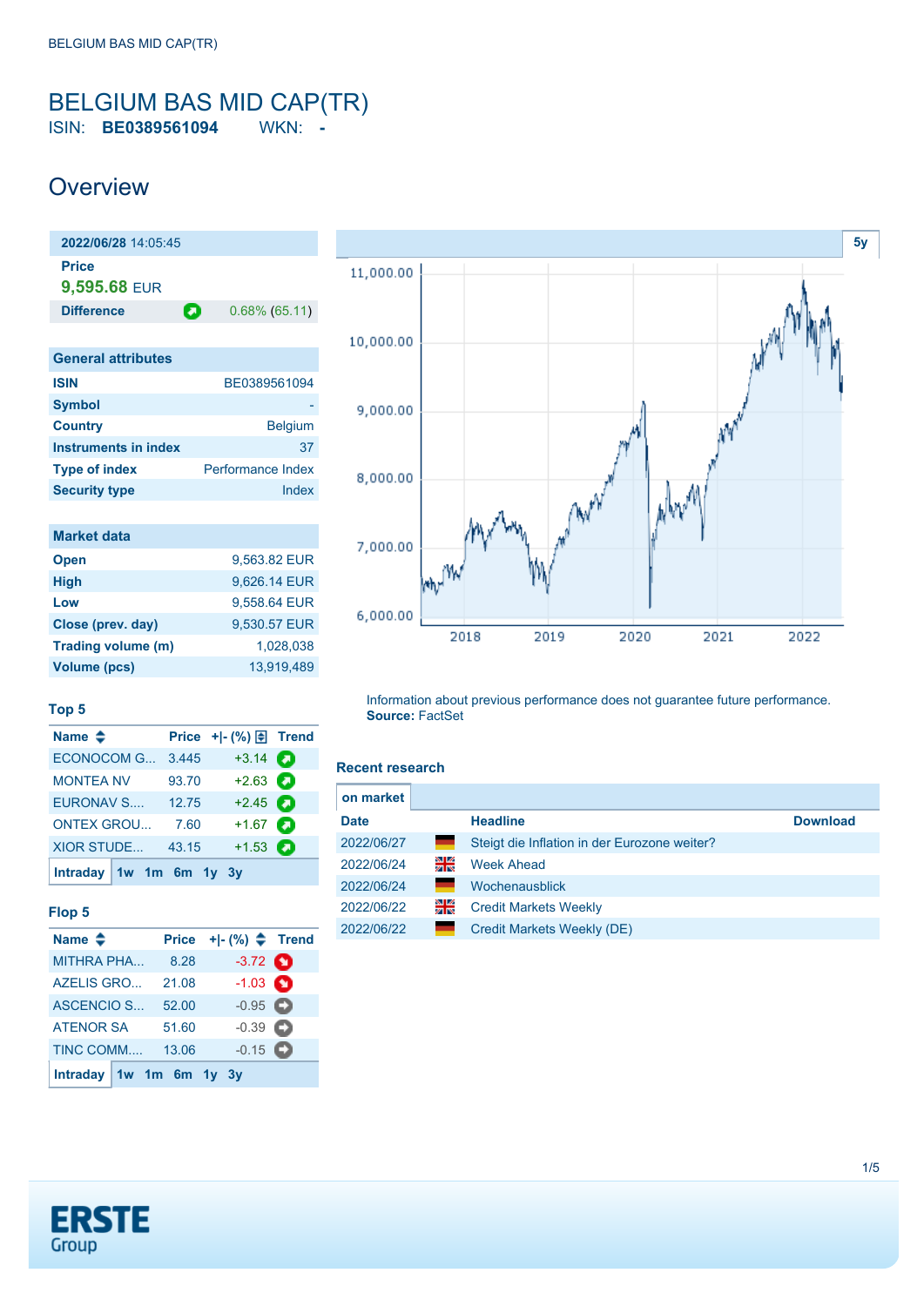# BELGIUM BAS MID CAP(TR)

ISIN: **BE0389561094** WKN: **-**

## Overview

| 2022/06/28 14:05:45 | |
|---|---|
| **Price** | |
| **9,595.68** EUR | |
| **Difference** | 0.68% (65.11) |

| General attributes | |
|---|---|
| **ISIN** | BE0389561094 |
| **Symbol** | - |
| **Country** | Belgium |
| **Instruments in index** | 37 |
| **Type of index** | Performance Index |
| **Security type** | Index |

| Market data | |
|---|---|
| **Open** | 9,563.82 EUR |
| **High** | 9,626.14 EUR |
| **Low** | 9,558.64 EUR |
| **Close (prev. day)** | 9,530.57 EUR |
| **Trading volume (m)** | 1,028,038 |
| **Volume (pcs)** | 13,919,489 |

Information about previous performance does not guarantee future performance.
**Source:** FactSet

### Top 5

| Name | Price | +\|- (%) | Trend |
|---|---|---|---|
| ECONOCOM G... | 3.445 | +3.14 | |
| MONTEA NV | 93.70 | +2.63 | |
| EURONAV S.... | 12.75 | +2.45 | |
| ONTEX GROU... | 7.60 | +1.67 | |
| XIOR STUDE... | 43.15 | +1.53 | |

Intraday 1w 1m 6m 1y 3y

### Flop 5

| Name | Price | +\|- (%) | Trend |
|---|---|---|---|
| MITHRA PHA... | 8.28 | -3.72 | |
| AZELIS GRO... | 21.08 | -1.03 | |
| ASCENCIO S... | 52.00 | -0.95 | |
| ATENOR SA | 51.60 | -0.39 | |
| TINC COMM.... | 13.06 | -0.15 | |

Intraday 1w 1m 6m 1y 3y

### Recent research

on market

| Date | Headline | Download |
|---|---|---|
| 2022/06/27 | Steigt die Inflation in der Eurozone weiter? | |
| 2022/06/24 | Week Ahead | |
| 2022/06/24 | Wochenausblick | |
| 2022/06/22 | Credit Markets Weekly | |
| 2022/06/22 | Credit Markets Weekly (DE) | |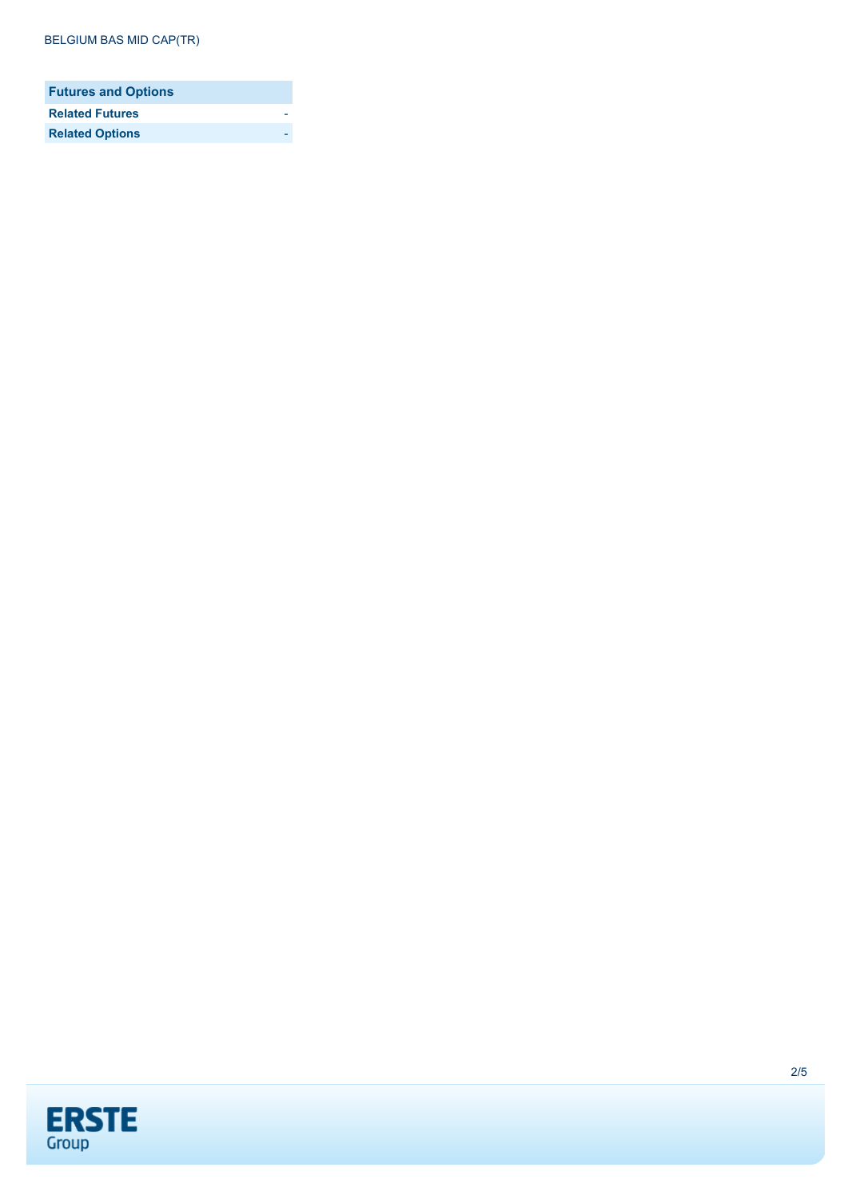| Futures and Options | |
|---|---|
| **Related Futures** | - |
| **Related Options** | - |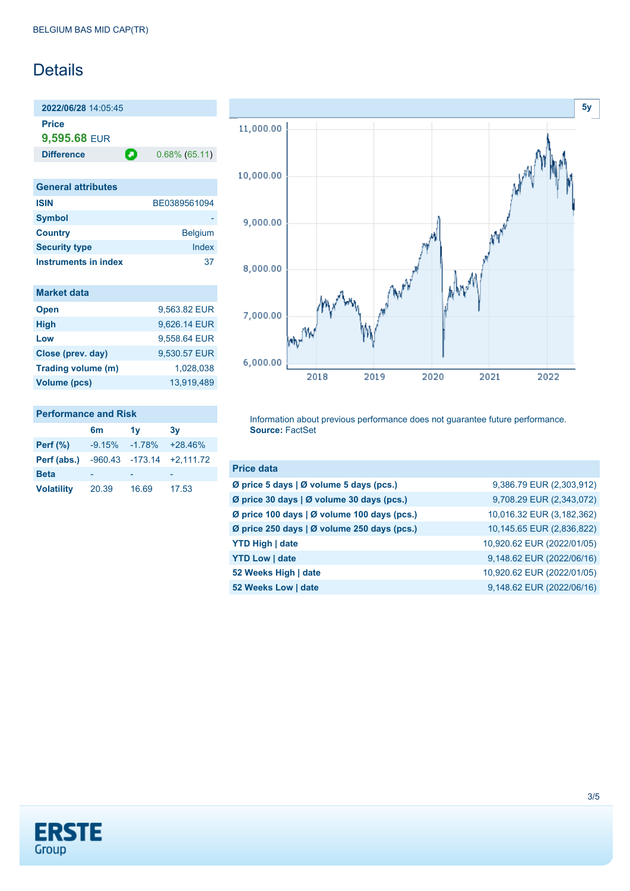BELGIUM BAS MID CAP(TR)

# Details

**2022/06/28** 14:05:45

**Price**

**9,595.68** EUR

| **Difference** | 0.68% (65.11) |
|---|---|

| General attributes | |
|---|---|
| **ISIN** | BE0389561094 |
| **Symbol** | - |
| **Country** | Belgium |
| **Security type** | Index |
| **Instruments in index** | 37 |

| Market data | |
|---|---|
| **Open** | 9,563.82 EUR |
| **High** | 9,626.14 EUR |
| **Low** | 9,558.64 EUR |
| **Close (prev. day)** | 9,530.57 EUR |
| **Trading volume (m)** | 1,028,038 |
| **Volume (pcs)** | 13,919,489 |

**Performance and Risk**

| | 6m | 1y | 3y |
|---|---|---|---|
| **Perf (%)** | -9.15% | -1.78% | +28.46% |
| **Perf (abs.)** | -960.43 | -173.14 | +2,111.72 |
| **Beta** | - | - | - |
| **Volatility** | 20.39 | 16.69 | 17.53 |

Information about previous performance does not guarantee future performance.
**Source:** FactSet

| Price data | |
|---|---|
| **Ø price 5 days \| Ø volume 5 days (pcs.)** | 9,386.79 EUR (2,303,912) |
| **Ø price 30 days \| Ø volume 30 days (pcs.)** | 9,708.29 EUR (2,343,072) |
| **Ø price 100 days \| Ø volume 100 days (pcs.)** | 10,016.32 EUR (3,182,362) |
| **Ø price 250 days \| Ø volume 250 days (pcs.)** | 10,145.65 EUR (2,836,822) |
| **YTD High \| date** | 10,920.62 EUR (2022/01/05) |
| **YTD Low \| date** | 9,148.62 EUR (2022/06/16) |
| **52 Weeks High \| date** | 10,920.62 EUR (2022/01/05) |
| **52 Weeks Low \| date** | 9,148.62 EUR (2022/06/16) |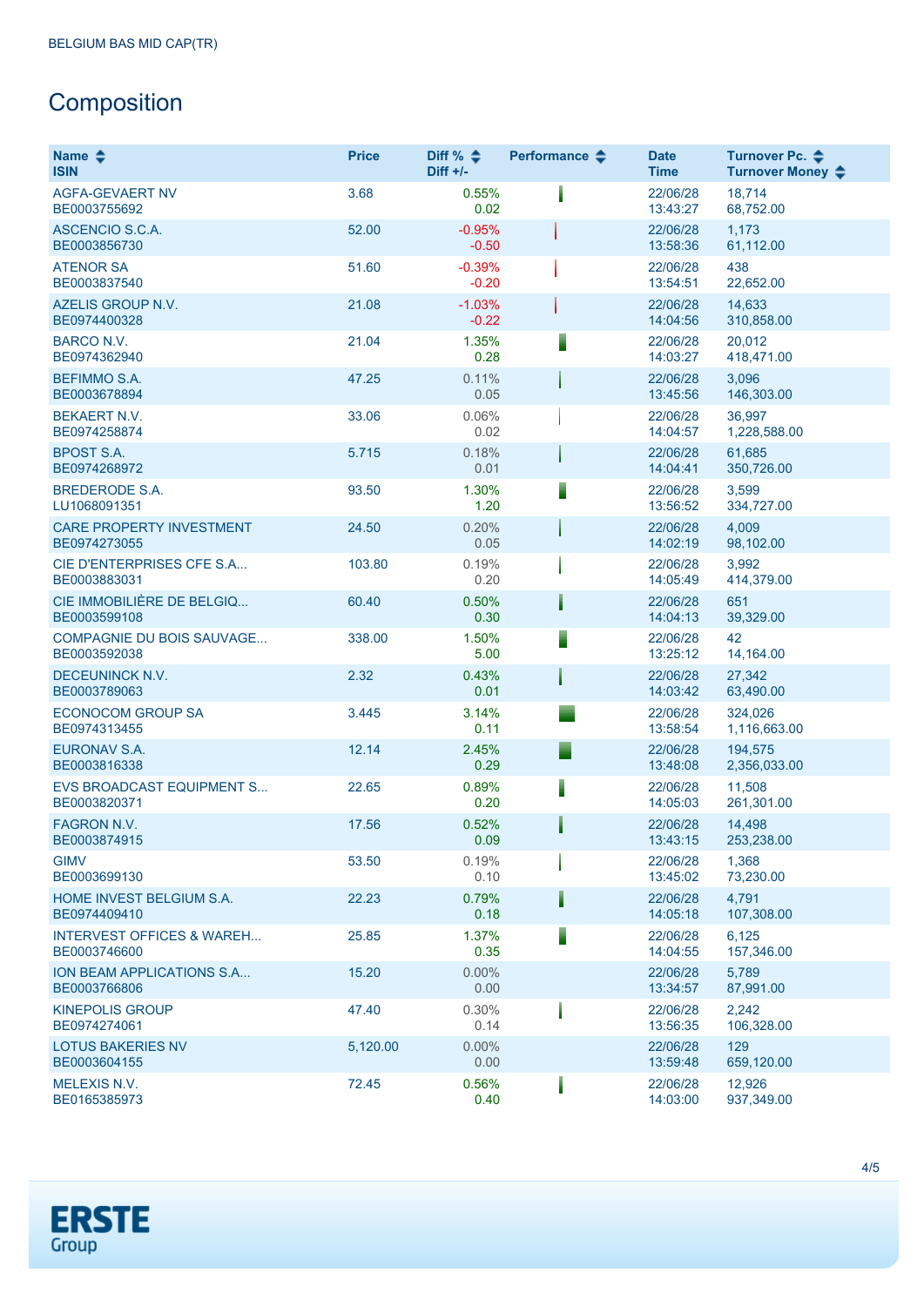## Composition

| Name<br>ISIN | Price | Diff %<br>Diff +/- | Performance | Date<br>Time | Turnover Pc.<br>Turnover Money |
|---|---|---|---|---|---|
| AGFA-GEVAERT NV<br>BE0003755692 | 3.68 | 0.55%<br>0.02 | | 22/06/28<br>13:43:27 | 18,714<br>68,752.00 |
| ASCENCIO S.C.A.<br>BE0003856730 | 52.00 | -0.95%<br>-0.50 | | 22/06/28<br>13:58:36 | 1,173<br>61,112.00 |
| ATENOR SA<br>BE0003837540 | 51.60 | -0.39%<br>-0.20 | | 22/06/28<br>13:54:51 | 438<br>22,652.00 |
| AZELIS GROUP N.V.<br>BE0974400328 | 21.08 | -1.03%<br>-0.22 | | 22/06/28<br>14:04:56 | 14,633<br>310,858.00 |
| BARCO N.V.<br>BE0974362940 | 21.04 | 1.35%<br>0.28 | | 22/06/28<br>14:03:27 | 20,012<br>418,471.00 |
| BEFIMMO S.A.<br>BE0003678894 | 47.25 | 0.11%<br>0.05 | | 22/06/28<br>13:45:56 | 3,096<br>146,303.00 |
| BEKAERT N.V.<br>BE0974258874 | 33.06 | 0.06%<br>0.02 | | 22/06/28<br>14:04:57 | 36,997<br>1,228,588.00 |
| BPOST S.A.<br>BE0974268972 | 5.715 | 0.18%<br>0.01 | | 22/06/28<br>14:04:41 | 61,685<br>350,726.00 |
| BREDERODE S.A.<br>LU1068091351 | 93.50 | 1.30%<br>1.20 | | 22/06/28<br>13:56:52 | 3,599<br>334,727.00 |
| CARE PROPERTY INVESTMENT<br>BE0974273055 | 24.50 | 0.20%<br>0.05 | | 22/06/28<br>14:02:19 | 4,009<br>98,102.00 |
| CIE D'ENTERPRISES CFE S.A...<br>BE0003883031 | 103.80 | 0.19%<br>0.20 | | 22/06/28<br>14:05:49 | 3,992<br>414,379.00 |
| CIE IMMOBILIÈRE DE BELGIQ...<br>BE0003599108 | 60.40 | 0.50%<br>0.30 | | 22/06/28<br>14:04:13 | 651<br>39,329.00 |
| COMPAGNIE DU BOIS SAUVAGE...<br>BE0003592038 | 338.00 | 1.50%<br>5.00 | | 22/06/28<br>13:25:12 | 42<br>14,164.00 |
| DECEUNINCK N.V.<br>BE0003789063 | 2.32 | 0.43%<br>0.01 | | 22/06/28<br>14:03:42 | 27,342<br>63,490.00 |
| ECONOCOM GROUP SA<br>BE0974313455 | 3.445 | 3.14%<br>0.11 | | 22/06/28<br>13:58:54 | 324,026<br>1,116,663.00 |
| EURONAV S.A.<br>BE0003816338 | 12.14 | 2.45%<br>0.29 | | 22/06/28<br>13:48:08 | 194,575<br>2,356,033.00 |
| EVS BROADCAST EQUIPMENT S...<br>BE0003820371 | 22.65 | 0.89%<br>0.20 | | 22/06/28<br>14:05:03 | 11,508<br>261,301.00 |
| FAGRON N.V.<br>BE0003874915 | 17.56 | 0.52%<br>0.09 | | 22/06/28<br>13:43:15 | 14,498<br>253,238.00 |
| GIMV<br>BE0003699130 | 53.50 | 0.19%<br>0.10 | | 22/06/28<br>13:45:02 | 1,368<br>73,230.00 |
| HOME INVEST BELGIUM S.A.<br>BE0974409410 | 22.23 | 0.79%<br>0.18 | | 22/06/28<br>14:05:18 | 4,791<br>107,308.00 |
| INTERVEST OFFICES & WAREH...<br>BE0003746600 | 25.85 | 1.37%<br>0.35 | | 22/06/28<br>14:04:55 | 6,125<br>157,346.00 |
| ION BEAM APPLICATIONS S.A...<br>BE0003766806 | 15.20 | 0.00%<br>0.00 | | 22/06/28<br>13:34:57 | 5,789<br>87,991.00 |
| KINEPOLIS GROUP<br>BE0974274061 | 47.40 | 0.30%<br>0.14 | | 22/06/28<br>13:56:35 | 2,242<br>106,328.00 |
| LOTUS BAKERIES NV<br>BE0003604155 | 5,120.00 | 0.00%<br>0.00 | | 22/06/28<br>13:59:48 | 129<br>659,120.00 |
| MELEXIS N.V.<br>BE0165385973 | 72.45 | 0.56%<br>0.40 | | 22/06/28<br>14:03:00 | 12,926<br>937,349.00 |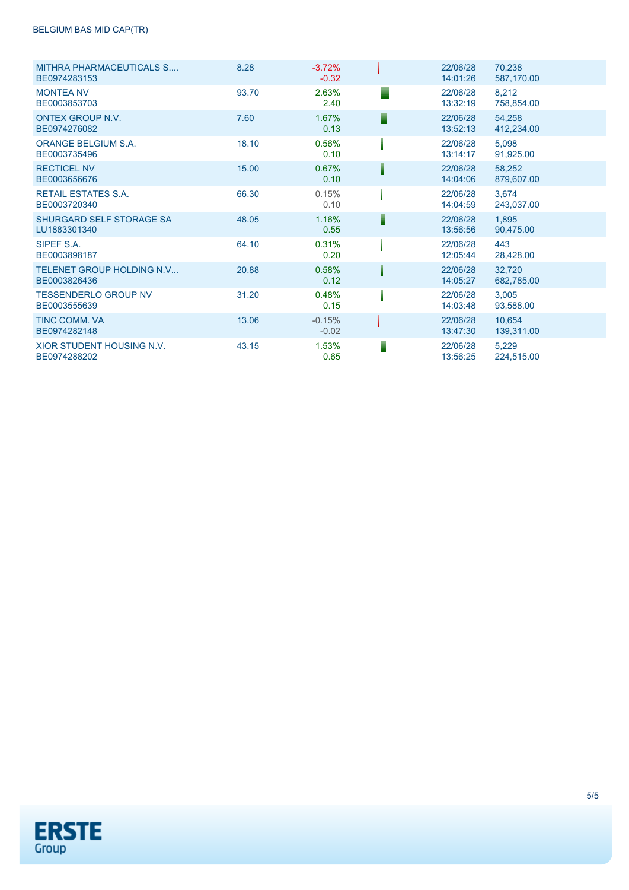BELGIUM BAS MID CAP(TR)

| | | | | | |
|---|---|---|---|---|---|
| MITHRA PHARMACEUTICALS S.... BE0974283153 | 8.28 | -3.72% -0.32 | | 22/06/28 14:01:26 | 70,238 587,170.00 |
| MONTEA NV BE0003853703 | 93.70 | 2.63% 2.40 | | 22/06/28 13:32:19 | 8,212 758,854.00 |
| ONTEX GROUP N.V. BE0974276082 | 7.60 | 1.67% 0.13 | | 22/06/28 13:52:13 | 54,258 412,234.00 |
| ORANGE BELGIUM S.A. BE0003735496 | 18.10 | 0.56% 0.10 | | 22/06/28 13:14:17 | 5,098 91,925.00 |
| RECTICEL NV BE0003656676 | 15.00 | 0.67% 0.10 | | 22/06/28 14:04:06 | 58,252 879,607.00 |
| RETAIL ESTATES S.A. BE0003720340 | 66.30 | 0.15% 0.10 | | 22/06/28 14:04:59 | 3,674 243,037.00 |
| SHURGARD SELF STORAGE SA LU1883301340 | 48.05 | 1.16% 0.55 | | 22/06/28 13:56:56 | 1,895 90,475.00 |
| SIPEF S.A. BE0003898187 | 64.10 | 0.31% 0.20 | | 22/06/28 12:05:44 | 443 28,428.00 |
| TELENET GROUP HOLDING N.V... BE0003826436 | 20.88 | 0.58% 0.12 | | 22/06/28 14:05:27 | 32,720 682,785.00 |
| TESSENDERLO GROUP NV BE0003555639 | 31.20 | 0.48% 0.15 | | 22/06/28 14:03:48 | 3,005 93,588.00 |
| TINC COMM. VA BE0974282148 | 13.06 | -0.15% -0.02 | | 22/06/28 13:47:30 | 10,654 139,311.00 |
| XIOR STUDENT HOUSING N.V. BE0974288202 | 43.15 | 1.53% 0.65 | | 22/06/28 13:56:25 | 5,229 224,515.00 |